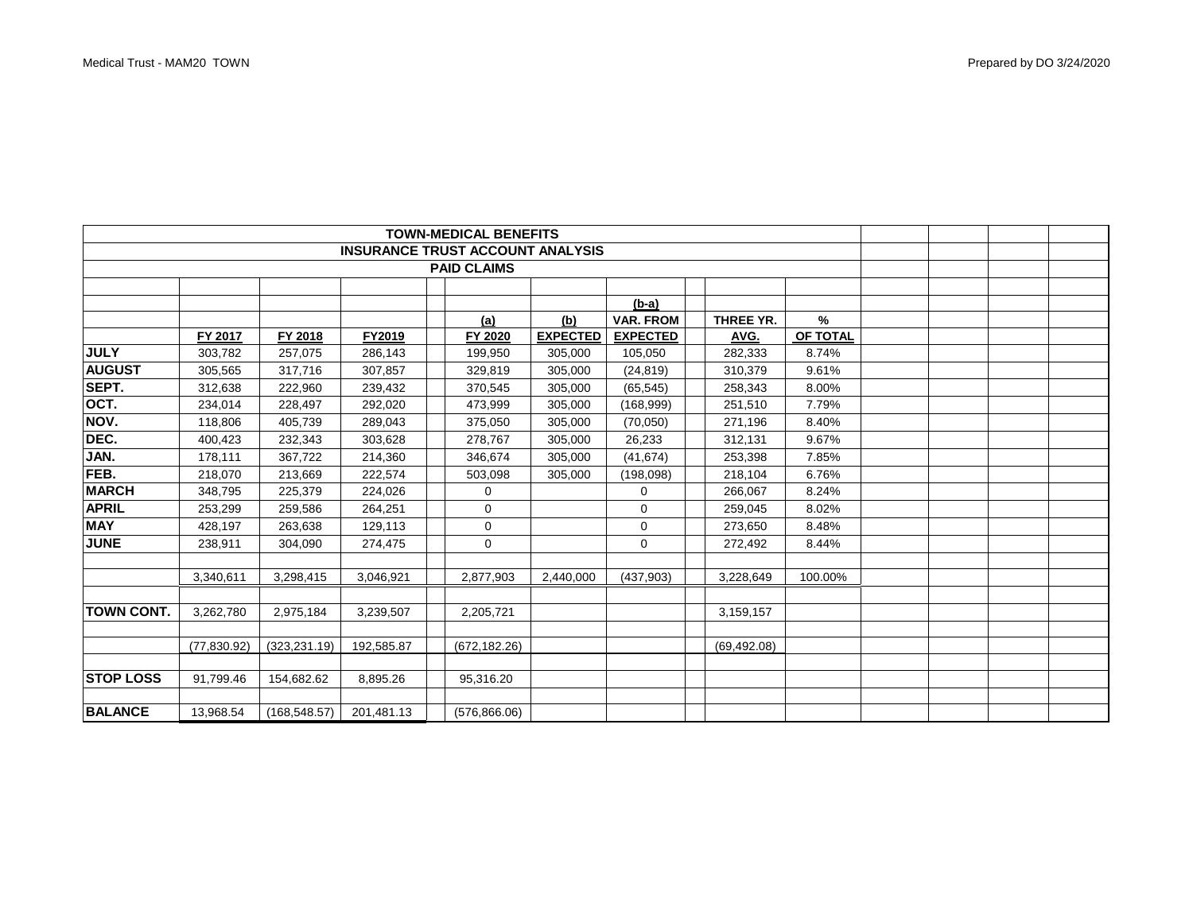Medical Trust - MAM20 TOWN

Prepared by DO 3/24/2020

## TOWN-MEDICAL BENEFITS
## INSURANCE TRUST ACCOUNT ANALYSIS
## PAID CLAIMS

| | FY 2017 | FY 2018 | FY2019 | (a) FY 2020 | (b) EXPECTED | (b-a) VAR. FROM EXPECTED | THREE YR. AVG. | % OF TOTAL |
|---|---|---|---|---|---|---|---|---|
| **JULY** | 303,782 | 257,075 | 286,143 | 199,950 | 305,000 | 105,050 | 282,333 | 8.74% |
| **AUGUST** | 305,565 | 317,716 | 307,857 | 329,819 | 305,000 | (24,819) | 310,379 | 9.61% |
| **SEPT.** | 312,638 | 222,960 | 239,432 | 370,545 | 305,000 | (65,545) | 258,343 | 8.00% |
| **OCT.** | 234,014 | 228,497 | 292,020 | 473,999 | 305,000 | (168,999) | 251,510 | 7.79% |
| **NOV.** | 118,806 | 405,739 | 289,043 | 375,050 | 305,000 | (70,050) | 271,196 | 8.40% |
| **DEC.** | 400,423 | 232,343 | 303,628 | 278,767 | 305,000 | 26,233 | 312,131 | 9.67% |
| **JAN.** | 178,111 | 367,722 | 214,360 | 346,674 | 305,000 | (41,674) | 253,398 | 7.85% |
| **FEB.** | 218,070 | 213,669 | 222,574 | 503,098 | 305,000 | (198,098) | 218,104 | 6.76% |
| **MARCH** | 348,795 | 225,379 | 224,026 | 0 | | 0 | 266,067 | 8.24% |
| **APRIL** | 253,299 | 259,586 | 264,251 | 0 | | 0 | 259,045 | 8.02% |
| **MAY** | 428,197 | 263,638 | 129,113 | 0 | | 0 | 273,650 | 8.48% |
| **JUNE** | 238,911 | 304,090 | 274,475 | 0 | | 0 | 272,492 | 8.44% |
| | | | | | | | | |
| | 3,340,611 | 3,298,415 | 3,046,921 | 2,877,903 | 2,440,000 | (437,903) | 3,228,649 | 100.00% |
| | | | | | | | | |
| **TOWN CONT.** | 3,262,780 | 2,975,184 | 3,239,507 | 2,205,721 | | | 3,159,157 | |
| | | | | | | | | |
| | (77,830.92) | (323,231.19) | 192,585.87 | (672,182.26) | | | (69,492.08) | |
| | | | | | | | | |
| **STOP LOSS** | 91,799.46 | 154,682.62 | 8,895.26 | 95,316.20 | | | | |
| | | | | | | | | |
| **BALANCE** | 13,968.54 | (168,548.57) | 201,481.13 | (576,866.06) | | | | |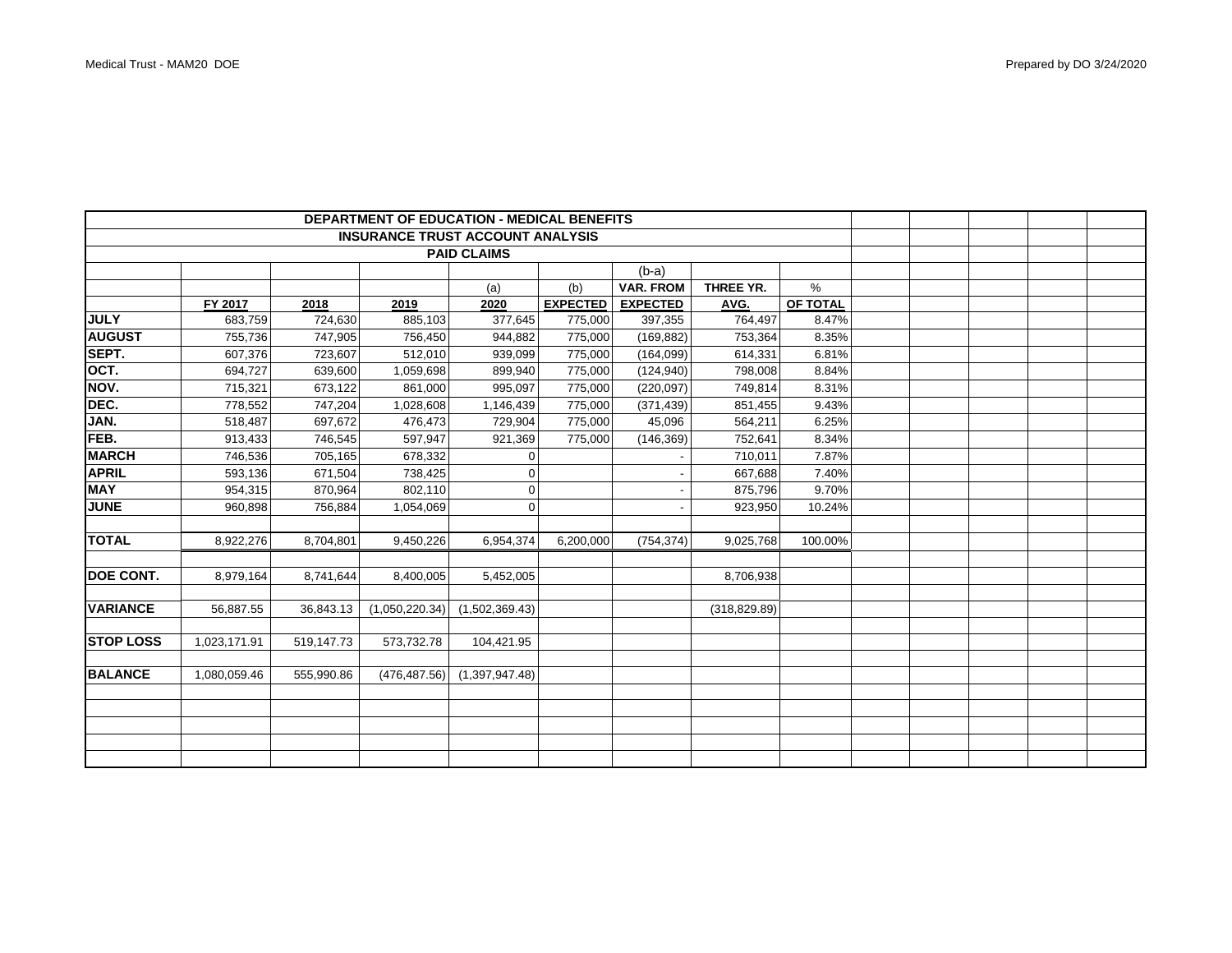Medical Trust - MAM20 DOE

Prepared by DO 3/24/2020

| DEPARTMENT OF EDUCATION - MEDICAL BENEFITS | | | | | | | | |
|---|---|---|---|---|---|---|---|---|
| INSURANCE TRUST ACCOUNT ANALYSIS | | | | | | | | |
| PAID CLAIMS | | | | | | | | |
| | | | | | | (b-a) | | |
| | | | | (a) | (b) | VAR. FROM | THREE YR. | % |
| | FY 2017 | 2018 | 2019 | 2020 | EXPECTED | EXPECTED | AVG. | OF TOTAL |
| **JULY** | 683,759 | 724,630 | 885,103 | 377,645 | 775,000 | 397,355 | 764,497 | 8.47% |
| **AUGUST** | 755,736 | 747,905 | 756,450 | 944,882 | 775,000 | (169,882) | 753,364 | 8.35% |
| **SEPT.** | 607,376 | 723,607 | 512,010 | 939,099 | 775,000 | (164,099) | 614,331 | 6.81% |
| **OCT.** | 694,727 | 639,600 | 1,059,698 | 899,940 | 775,000 | (124,940) | 798,008 | 8.84% |
| **NOV.** | 715,321 | 673,122 | 861,000 | 995,097 | 775,000 | (220,097) | 749,814 | 8.31% |
| **DEC.** | 778,552 | 747,204 | 1,028,608 | 1,146,439 | 775,000 | (371,439) | 851,455 | 9.43% |
| **JAN.** | 518,487 | 697,672 | 476,473 | 729,904 | 775,000 | 45,096 | 564,211 | 6.25% |
| **FEB.** | 913,433 | 746,545 | 597,947 | 921,369 | 775,000 | (146,369) | 752,641 | 8.34% |
| **MARCH** | 746,536 | 705,165 | 678,332 | 0 | | - | 710,011 | 7.87% |
| **APRIL** | 593,136 | 671,504 | 738,425 | 0 | | - | 667,688 | 7.40% |
| **MAY** | 954,315 | 870,964 | 802,110 | 0 | | - | 875,796 | 9.70% |
| **JUNE** | 960,898 | 756,884 | 1,054,069 | 0 | | - | 923,950 | 10.24% |
| | | | | | | | | |
| **TOTAL** | 8,922,276 | 8,704,801 | 9,450,226 | 6,954,374 | 6,200,000 | (754,374) | 9,025,768 | 100.00% |
| | | | | | | | | |
| **DOE CONT.** | 8,979,164 | 8,741,644 | 8,400,005 | 5,452,005 | | | 8,706,938 | |
| | | | | | | | | |
| **VARIANCE** | 56,887.55 | 36,843.13 | (1,050,220.34) | (1,502,369.43) | | | (318,829.89) | |
| | | | | | | | | |
| **STOP LOSS** | 1,023,171.91 | 519,147.73 | 573,732.78 | 104,421.95 | | | | |
| | | | | | | | | |
| **BALANCE** | 1,080,059.46 | 555,990.86 | (476,487.56) | (1,397,947.48) | | | | |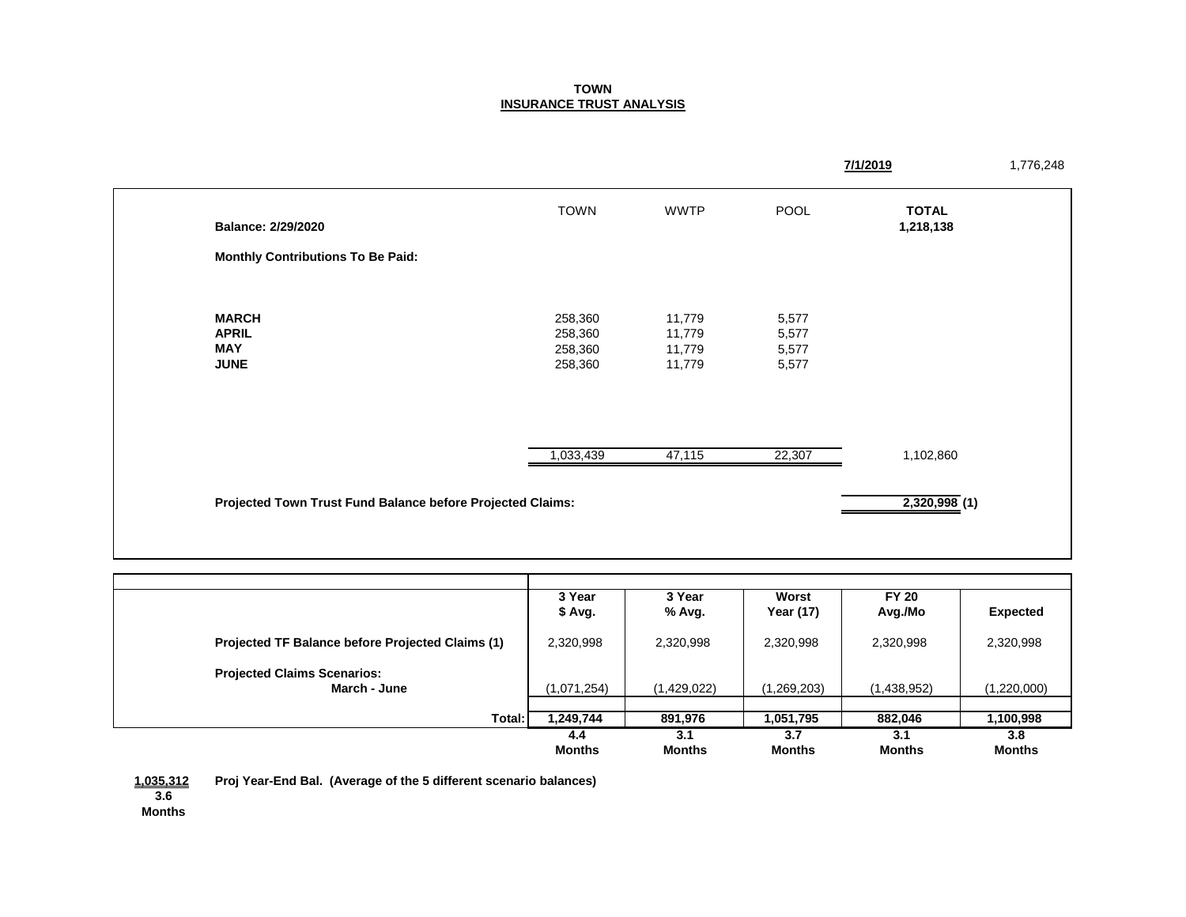**TOWN**
**INSURANCE TRUST ANALYSIS**

**7/1/2019** 1,776,248

| | TOWN | WWTP | POOL | TOTAL |
|---|---|---|---|---|
| **Balance: 2/29/2020** | | | | **1,218,138** |
| **Monthly Contributions To Be Paid:** | | | | |
| **MARCH** | 258,360 | 11,779 | 5,577 | |
| **APRIL** | 258,360 | 11,779 | 5,577 | |
| **MAY** | 258,360 | 11,779 | 5,577 | |
| **JUNE** | 258,360 | 11,779 | 5,577 | |
| | 1,033,439 | 47,115 | 22,307 | 1,102,860 |
| **Projected Town Trust Fund Balance before Projected Claims:** | | | | **2,320,998 (1)** |

| | 3 Year $ Avg. | 3 Year % Avg. | Worst Year (17) | FY 20 Avg./Mo | Expected |
|---|---|---|---|---|---|
| **Projected TF Balance before Projected Claims (1)** | 2,320,998 | 2,320,998 | 2,320,998 | 2,320,998 | 2,320,998 |
| **Projected Claims Scenarios:** | | | | | |
| **March - June** | (1,071,254) | (1,429,022) | (1,269,203) | (1,438,952) | (1,220,000) |
| **Total:** | **1,249,744** | **891,976** | **1,051,795** | **882,046** | **1,100,998** |
| | **4.4 Months** | **3.1 Months** | **3.7 Months** | **3.1 Months** | **3.8 Months** |

**1,035,312** **Proj Year-End Bal. (Average of the 5 different scenario balances)**
**3.6 Months**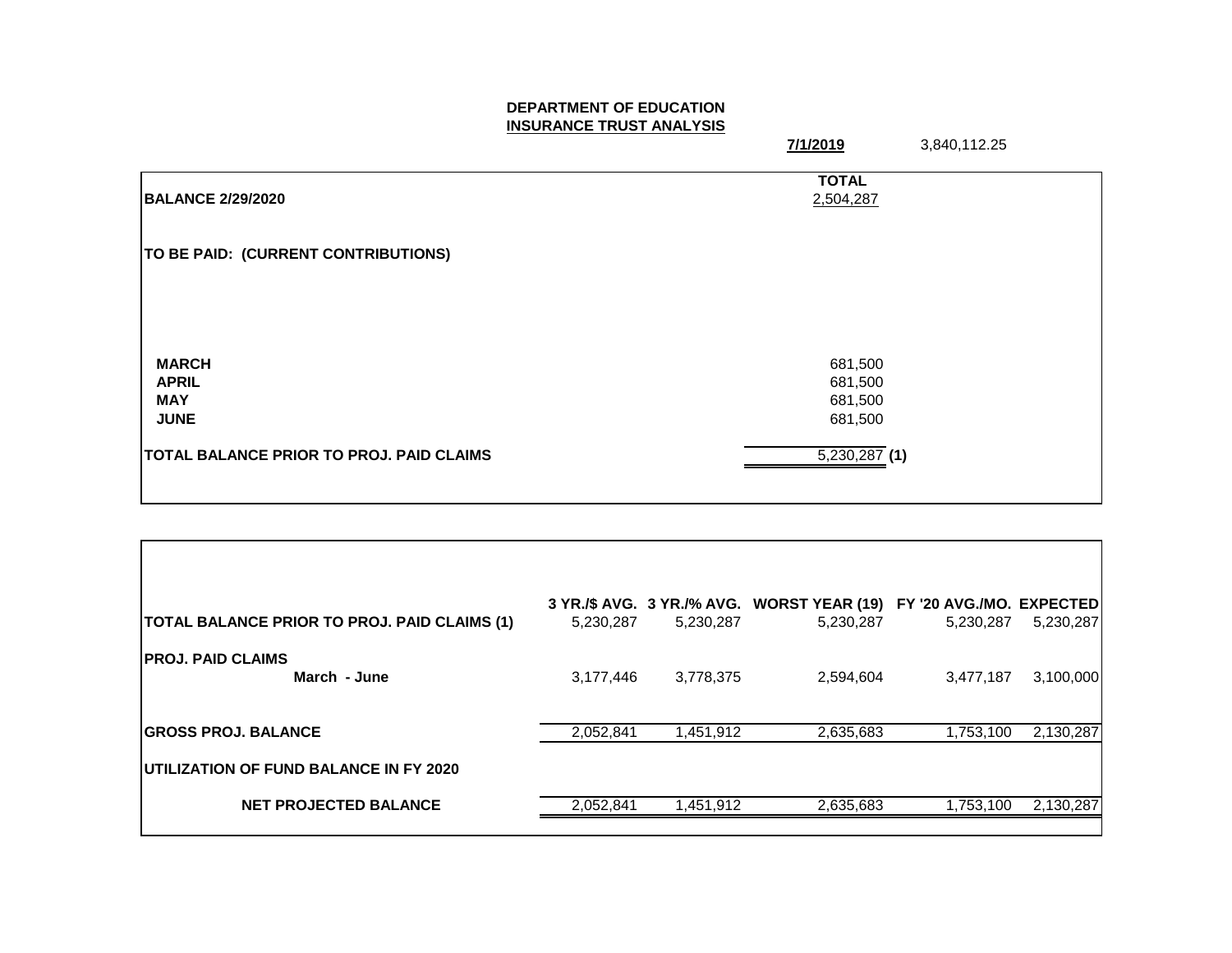**DEPARTMENT OF EDUCATION**
**INSURANCE TRUST ANALYSIS**

**7/1/2019** 3,840,112.25

| | TOTAL |
|---|---|
| **BALANCE 2/29/2020** | 2,504,287 |
| **TO BE PAID: (CURRENT CONTRIBUTIONS)** | |
| **MARCH** | 681,500 |
| **APRIL** | 681,500 |
| **MAY** | 681,500 |
| **JUNE** | 681,500 |
| **TOTAL BALANCE PRIOR TO PROJ. PAID CLAIMS** | 5,230,287 **(1)** |

| | 3 YR./$ AVG. | 3 YR./% AVG. | WORST YEAR (19) | FY '20 AVG./MO. | EXPECTED |
|---|---|---|---|---|---|
| **TOTAL BALANCE PRIOR TO PROJ. PAID CLAIMS (1)** | 5,230,287 | 5,230,287 | 5,230,287 | 5,230,287 | 5,230,287 |
| **PROJ. PAID CLAIMS** | | | | | |
| **March - June** | 3,177,446 | 3,778,375 | 2,594,604 | 3,477,187 | 3,100,000 |
| **GROSS PROJ. BALANCE** | 2,052,841 | 1,451,912 | 2,635,683 | 1,753,100 | 2,130,287 |
| **UTILIZATION OF FUND BALANCE IN FY 2020** | | | | | |
| **NET PROJECTED BALANCE** | 2,052,841 | 1,451,912 | 2,635,683 | 1,753,100 | 2,130,287 |